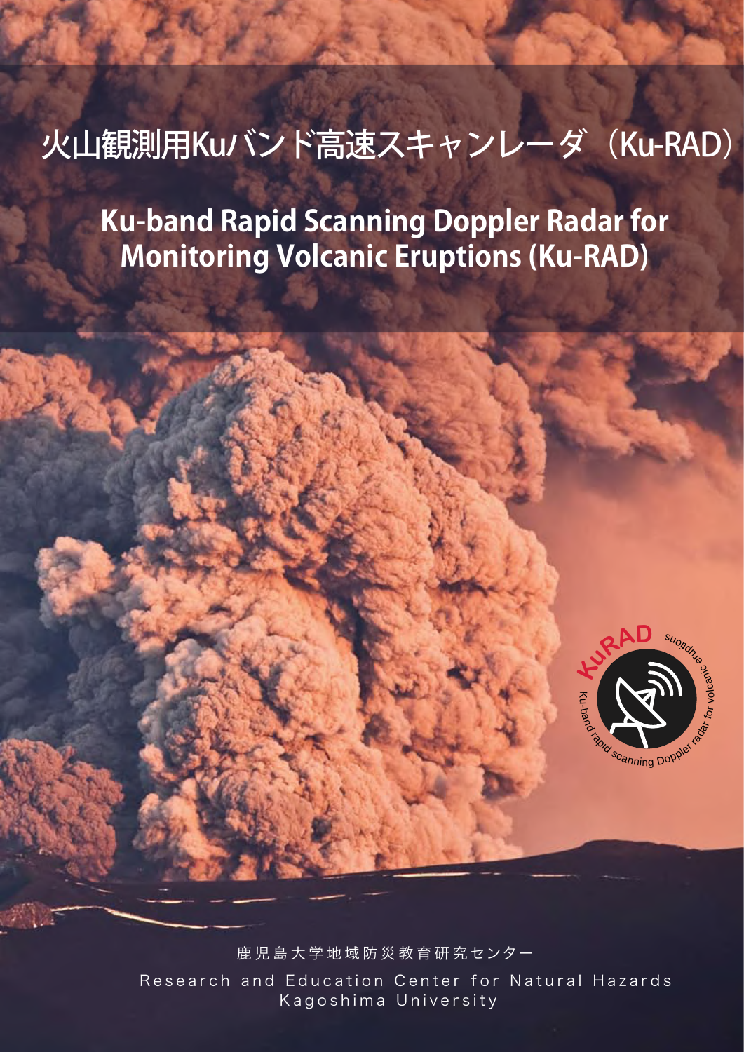# 火山観測用Kuバンド高速スキャンレーダ（Ku-RAD）

# Ku-band Rapid Scanning Doppler Radar for Monitoring Volcanic Eruptions (Ku-RAD)

鹿児島大学地域防災教育研究センター

Research and Education Center for Natural Hazards
Kagoshima University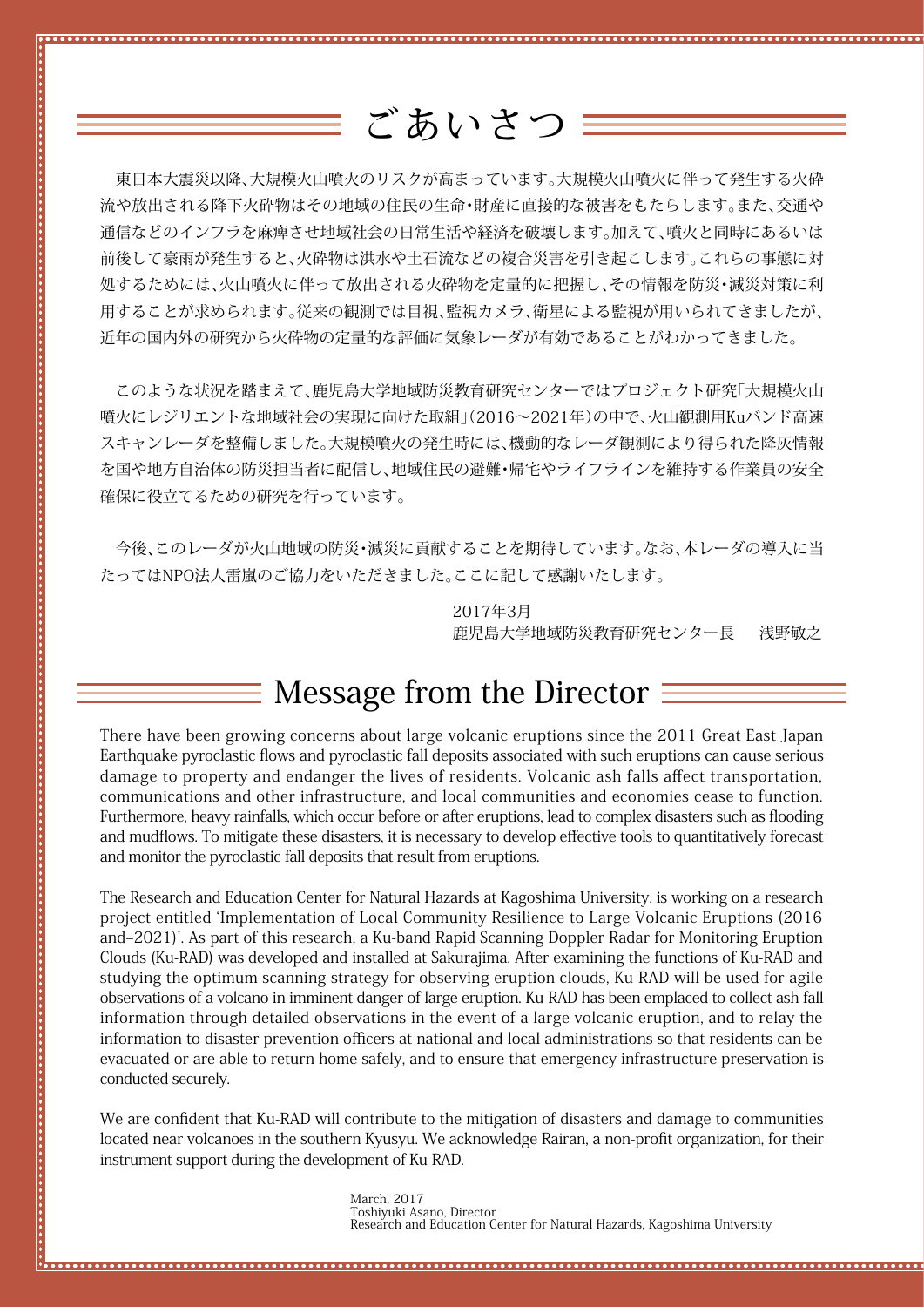## ごあいさつ

東日本大震災以降、大規模火山噴火のリスクが高まっています。大規模火山噴火に伴って発生する火砕流や放出される降下火砕物はその地域の住民の生命・財産に直接的な被害をもたらします。また、交通や通信などのインフラを麻痺させ地域社会の日常生活や経済を破壊します。加えて、噴火と同時にあるいは前後して豪雨が発生すると、火砕物は洪水や土石流などの複合災害を引き起こします。これらの事態に対処するためには、火山噴火に伴って放出される火砕物を定量的に把握し、その情報を防災・減災対策に利用することが求められます。従来の観測では目視、監視カメラ、衛星による監視が用いられてきましたが、近年の国内外の研究から火砕物の定量的な評価に気象レーダが有効であることがわかってきました。

このような状況を踏まえて、鹿児島大学地域防災教育研究センターではプロジェクト研究「大規模火山噴火にレジリエントな地域社会の実現に向けた取組」（2016〜2021年）の中で、火山観測用Kuバンド高速スキャンレーダを整備しました。大規模噴火の発生時には、機動的なレーダ観測により得られた降灰情報を国や地方自治体の防災担当者に配信し、地域住民の避難・帰宅やライフラインを維持する作業員の安全確保に役立てるための研究を行っています。

今後、このレーダが火山地域の防災・減災に貢献することを期待しています。なお、本レーダの導入に当たってはNPO法人雷嵐のご協力をいただきました。ここに記して感謝いたします。

2017年3月
鹿児島大学地域防災教育研究センター長　浅野敏之

## Message from the Director

There have been growing concerns about large volcanic eruptions since the 2011 Great East Japan Earthquake pyroclastic flows and pyroclastic fall deposits associated with such eruptions can cause serious damage to property and endanger the lives of residents. Volcanic ash falls affect transportation, communications and other infrastructure, and local communities and economies cease to function. Furthermore, heavy rainfalls, which occur before or after eruptions, lead to complex disasters such as flooding and mudflows. To mitigate these disasters, it is necessary to develop effective tools to quantitatively forecast and monitor the pyroclastic fall deposits that result from eruptions.

The Research and Education Center for Natural Hazards at Kagoshima University, is working on a research project entitled 'Implementation of Local Community Resilience to Large Volcanic Eruptions (2016 and–2021)'. As part of this research, a Ku-band Rapid Scanning Doppler Radar for Monitoring Eruption Clouds (Ku-RAD) was developed and installed at Sakurajima. After examining the functions of Ku-RAD and studying the optimum scanning strategy for observing eruption clouds, Ku-RAD will be used for agile observations of a volcano in imminent danger of large eruption. Ku-RAD has been emplaced to collect ash fall information through detailed observations in the event of a large volcanic eruption, and to relay the information to disaster prevention officers at national and local administrations so that residents can be evacuated or are able to return home safely, and to ensure that emergency infrastructure preservation is conducted securely.

We are confident that Ku-RAD will contribute to the mitigation of disasters and damage to communities located near volcanoes in the southern Kyusyu. We acknowledge Rairan, a non-profit organization, for their instrument support during the development of Ku-RAD.

March, 2017
Toshiyuki Asano, Director
Research and Education Center for Natural Hazards, Kagoshima University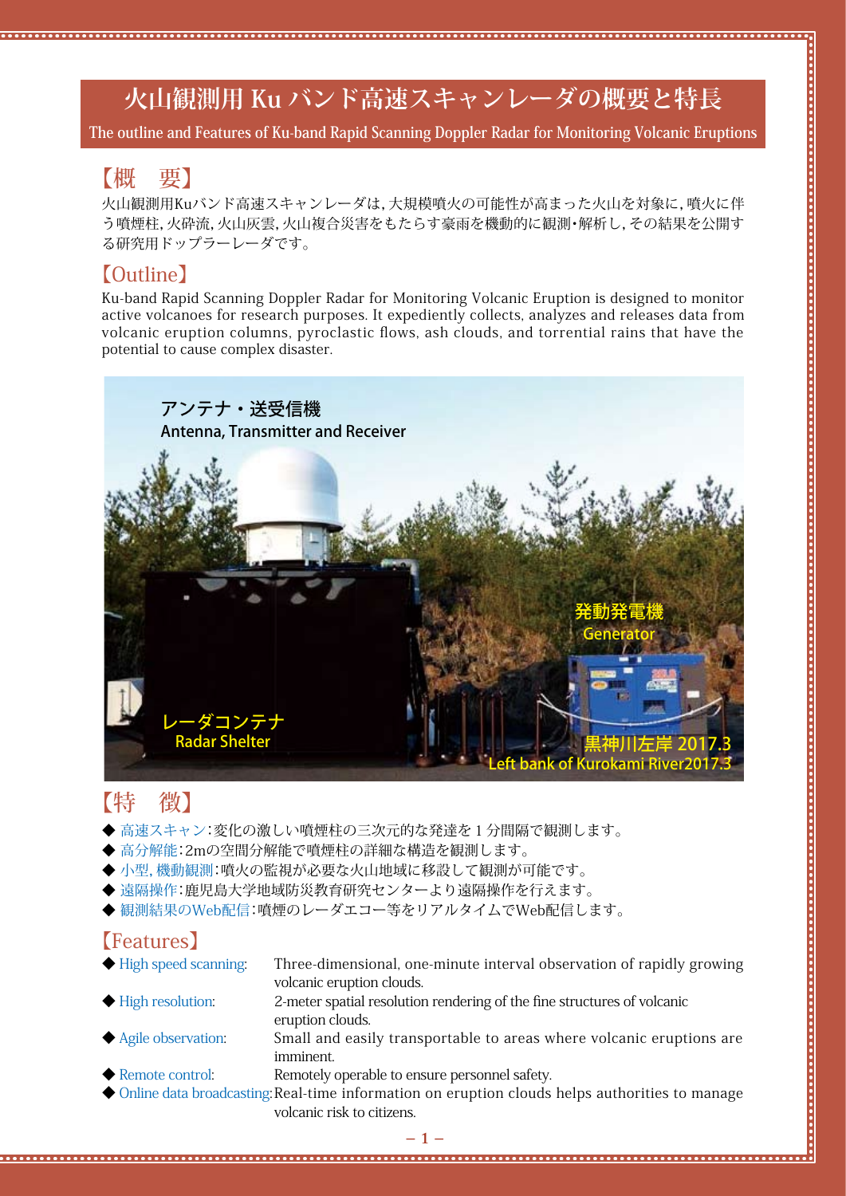# 火山観測用 Ku バンド高速スキャンレーダの概要と特長

The outline and Features of Ku-band Rapid Scanning Doppler Radar for Monitoring Volcanic Eruptions

## 【概　要】

火山観測用Kuバンド高速スキャンレーダは，大規模噴火の可能性が高まった火山を対象に，噴火に伴う噴煙柱，火砕流，火山灰雲，火山複合災害をもたらす豪雨を機動的に観測・解析し，その結果を公開する研究用ドップラーレーダです。

## 【Outline】

Ku-band Rapid Scanning Doppler Radar for Monitoring Volcanic Eruption is designed to monitor active volcanoes for research purposes. It expediently collects, analyzes and releases data from volcanic eruption columns, pyroclastic flows, ash clouds, and torrential rains that have the potential to cause complex disaster.

アンテナ・送受信機
Antenna, Transmitter and Receiver

発動発電機
Generator

レーダコンテナ
Radar Shelter

黒神川左岸 2017.3
Left bank of Kurokami River2017.3

## 【特　徴】

- ◆ 高速スキャン：変化の激しい噴煙柱の三次元的な発達を 1 分間隔で観測します。
- ◆ 高分解能：2mの空間分解能で噴煙柱の詳細な構造を観測します。
- ◆ 小型，機動観測：噴火の監視が必要な火山地域に移設して観測が可能です。
- ◆ 遠隔操作：鹿児島大学地域防災教育研究センターより遠隔操作を行えます。
- ◆ 観測結果のWeb配信：噴煙のレーダエコー等をリアルタイムでWeb配信します。

## 【Features】

- ◆ High speed scanning: Three-dimensional, one-minute interval observation of rapidly growing volcanic eruption clouds.
- ◆ High resolution: 2-meter spatial resolution rendering of the fine structures of volcanic eruption clouds.
- ◆ Agile observation: Small and easily transportable to areas where volcanic eruptions are imminent.
- ◆ Remote control: Remotely operable to ensure personnel safety.
- ◆ Online data broadcasting: Real-time information on eruption clouds helps authorities to manage volcanic risk to citizens.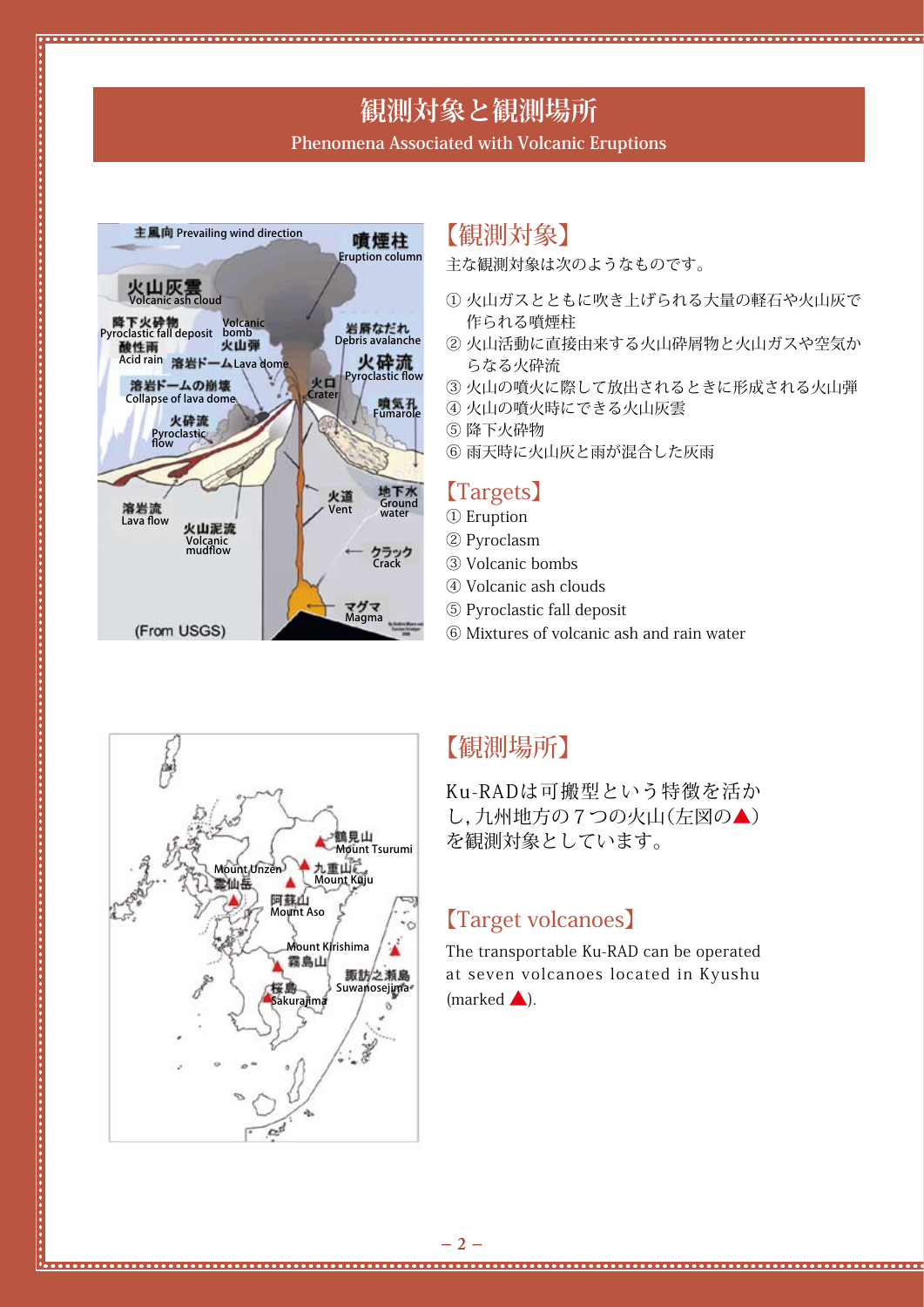# 観測対象と観測場所

Phenomena Associated with Volcanic Eruptions

## 【観測対象】

主な観測対象は次のようなものです。

① 火山ガスとともに吹き上げられる大量の軽石や火山灰で作られる噴煙柱
② 火山活動に直接由来する火山砕屑物と火山ガスや空気からなる火砕流
③ 火山の噴火に際して放出されるときに形成される火山弾
④ 火山の噴火時にできる火山灰雲
⑤ 降下火砕物
⑥ 雨天時に火山灰と雨が混合した灰雨

## 【Targets】

① Eruption
② Pyroclasm
③ Volcanic bombs
④ Volcanic ash clouds
⑤ Pyroclastic fall deposit
⑥ Mixtures of volcanic ash and rain water

## 【観測場所】

Ku-RADは可搬型という特徴を活かし，九州地方の７つの火山（左図の▲）を観測対象としています。

## 【Target volcanoes】

The transportable Ku-RAD can be operated at seven volcanoes located in Kyushu (marked ▲).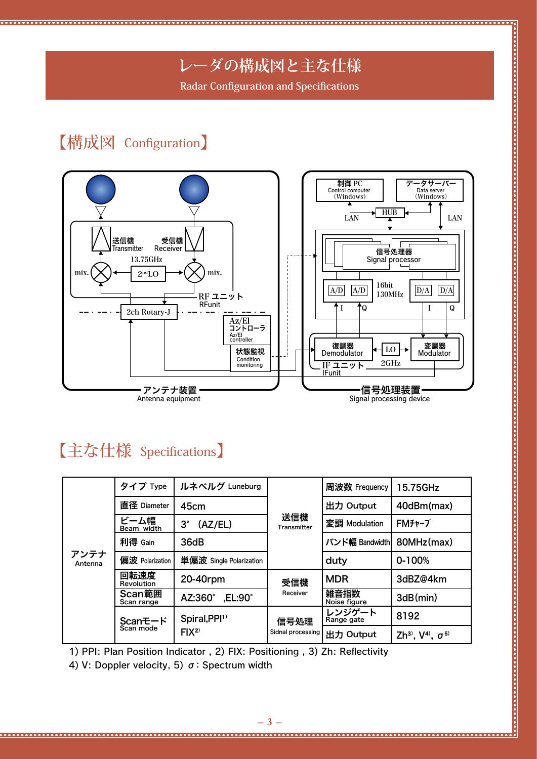# レーダの構成図と主な仕様

Radar Configuration and Specifications

## 【構成図 Configuration】

送信機 Transmitter　受信機 Receiver

13.75GHz

mix.　2ndLO　mix.

RF ユニット RFunit

2ch Rotary-J

Az/El コントローラ Az/El controller

状態監視 Condition monitoring

アンテナ装置 Antenna equipment

制御 PC Control computer (Windows)

データサーバー Data server (Windows)

LAN　HUB　LAN

信号処理器 Signal processor

A/D　A/D　16bit 130MHz　D/A　D/A

I　Q　I　Q

復調器 Demodulator　LO　変調器 Modulator

IF ユニット IFunit　2GHz

信号処理装置 Signal processing device

## 【主な仕様 Specifications】

| | | | | | |
|---|---|---|---|---|---|
| アンテナ Antenna | タイプ Type | ルネベルグ Luneburg | 送信機 Transmitter | 周波数 Frequency | 15.75GHz |
| | 直径 Diameter | 45cm | | 出力 Output | 40dBm(max) |
| | ビーム幅 Beam width | 3°（AZ/EL) | | 変調 Modulation | FMﾁｬｰﾌﾟ |
| | 利得 Gain | 36dB | | バンド幅 Bandwidth | 80MHz(max) |
| | 偏波 Polarization | 単偏波 Single Polarization | | duty | 0-100% |
| | 回転速度 Revolution | 20-40rpm | 受信機 Receiver | MDR | 3dBZ@4km |
| | Scan範囲 Scan range | AZ:360°,EL:90° | | 雑音指数 Noise figure | 3dB(min) |
| | Scanモード Scan mode | Spiral,PPI[1] FIX[2] | 信号処理 Sidnal processing | レンジゲート Range gate | 8192 |
| | | | | 出力 Output | Zh[3], V[4], σ[5] |

1) PPI: Plan Position Indicator , 2) FIX: Positioning , 3) Zh: Reflectivity
4) V: Doppler velocity, 5) σ: Spectrum width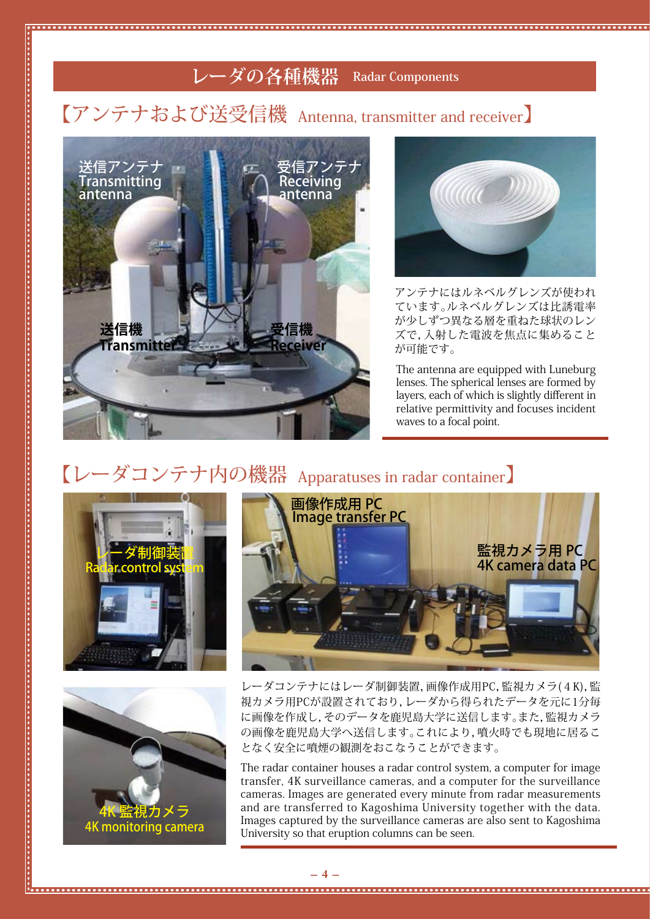# レーダの各種機器 Radar Components

## 【アンテナおよび送受信機 Antenna, transmitter and receiver】

送信アンテナ Transmitting antenna

受信アンテナ Receiving antenna

送信機 Transmitter

受信機 Receiver

アンテナにはルネベルグレンズが使われています。ルネベルグレンズは比誘電率が少しずつ異なる層を重ねた球状のレンズで，入射した電波を焦点に集めることが可能です。

The antenna are equipped with Luneburg lenses. The spherical lenses are formed by layers, each of which is slightly different in relative permittivity and focuses incident waves to a focal point.

## 【レーダコンテナ内の機器 Apparatuses in radar container】

レーダ制御装置 Radar control system

画像作成用 PC Image transfer PC

監視カメラ用 PC 4K camera data PC

4K 監視カメラ 4K monitoring camera

レーダコンテナにはレーダ制御装置，画像作成用PC，監視カメラ（4 K），監視カメラ用PCが設置されており，レーダから得られたデータを元に1分毎に画像を作成し，そのデータを鹿児島大学に送信します。また，監視カメラの画像を鹿児島大学へ送信します。これにより，噴火時でも現地に居ることなく安全に噴煙の観測をおこなうことができます。

The radar container houses a radar control system, a computer for image transfer, 4K surveillance cameras, and a computer for the surveillance cameras. Images are generated every minute from radar measurements and are transferred to Kagoshima University together with the data. Images captured by the surveillance cameras are also sent to Kagoshima University so that eruption columns can be seen.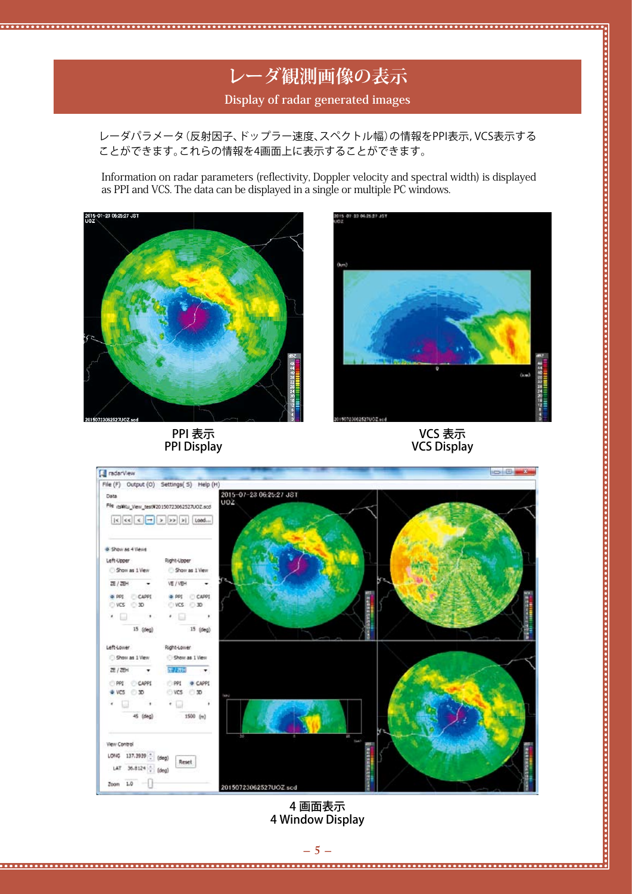# レーダ観測画像の表示

## Display of radar generated images

レーダパラメータ（反射因子、ドップラー速度、スペクトル幅）の情報をPPI表示, VCS表示することができます。これらの情報を4画面上に表示することができます。

Information on radar parameters (reflectivity, Doppler velocity and spectral width) is displayed as PPI and VCS. The data can be displayed in a single or multiple PC windows.

PPI 表示
PPI Display

VCS 表示
VCS Display

4 画面表示
4 Window Display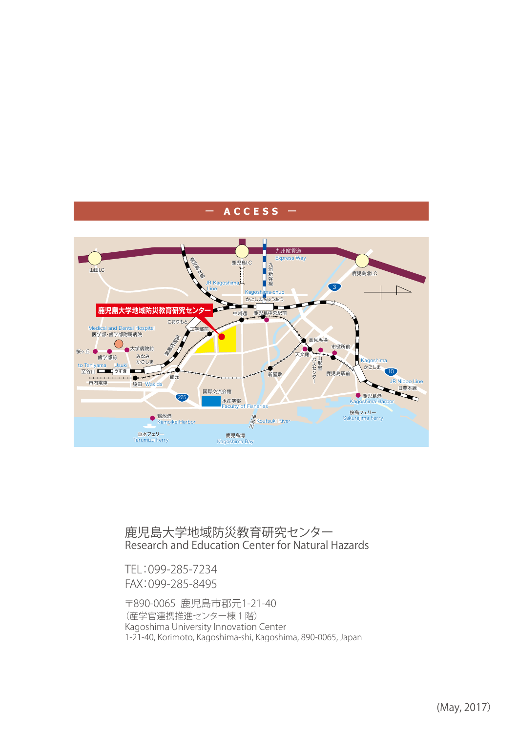## — ACCESS —

九州縦貫道
Express Way
山田I.C
鹿児島I.C
鹿児島北I.C
鹿児島本線
JR Kagoshima Line
九州新幹線
Kagoshima-chuo
かごしまちゅうおう
鹿児島大学地域防災教育研究センター
中州通
鹿児島中央駅前
こおりもと
工学部前
Medical and Dental Hospital
医学部・歯学部附属病院
指宿枕崎線
高見馬場
市役所前
天文館
山形屋
バスセンター
桜ヶ丘
歯学部前
大学病院前
みなみかごしま
to Taniyama
至谷山
Usuki
うすき
市内電車
脇田 Wakida
郡元
新屋敷
鹿児島駅前
Kagoshima
かごしま
JR Nippo Line
日豊本線
3
10
225
国際交流会館
水産学部
Faculty of Fisheries
鹿児島港
Kagoshima Harbor
鴨池港
Kamoike Harbor
甲突川 Koutsuki River
桜島フェリー
Sakurajima Ferry
垂水フェリー
Tarumizu Ferry
鹿児島湾
Kagoshima Bay

鹿児島大学地域防災教育研究センター
Research and Education Center for Natural Hazards

TEL：099-285-7234
FAX：099-285-8495

〒890-0065 鹿児島市郡元1-21-40
（産学官連携推進センター棟１階）
Kagoshima University Innovation Center
1-21-40, Korimoto, Kagoshima-shi, Kagoshima, 890-0065, Japan

(May, 2017)